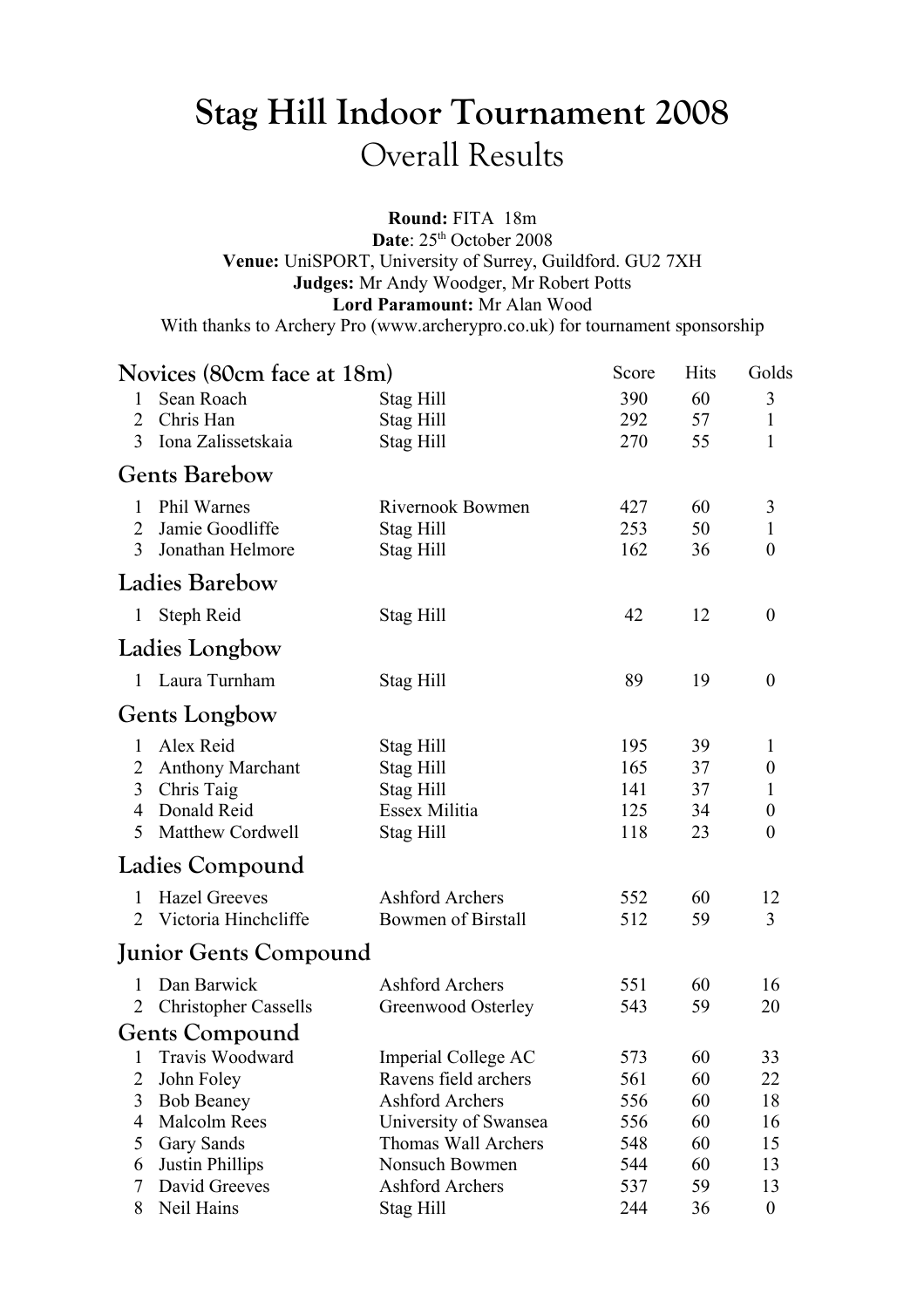# Stag Hill Indoor Tournament 2008

## Overall Results

**Round:** FITA 18m
**Date**: 25th October 2008
**Venue:** UniSPORT, University of Surrey, Guildford. GU2 7XH
**Judges:** Mr Andy Woodger, Mr Robert Potts
**Lord Paramount:** Mr Alan Wood
With thanks to Archery Pro (www.archerypro.co.uk) for tournament sponsorship

### Novices (80cm face at 18m)

| | Name | Club | Score | Hits | Golds |
|---|---|---|---|---|---|
| 1 | Sean Roach | Stag Hill | 390 | 60 | 3 |
| 2 | Chris Han | Stag Hill | 292 | 57 | 1 |
| 3 | Iona Zalissetskaia | Stag Hill | 270 | 55 | 1 |

### Gents Barebow

| | Name | Club | Score | Hits | Golds |
|---|---|---|---|---|---|
| 1 | Phil Warnes | Rivernook Bowmen | 427 | 60 | 3 |
| 2 | Jamie Goodliffe | Stag Hill | 253 | 50 | 1 |
| 3 | Jonathan Helmore | Stag Hill | 162 | 36 | 0 |

### Ladies Barebow

| | Name | Club | Score | Hits | Golds |
|---|---|---|---|---|---|
| 1 | Steph Reid | Stag Hill | 42 | 12 | 0 |

### Ladies Longbow

| | Name | Club | Score | Hits | Golds |
|---|---|---|---|---|---|
| 1 | Laura Turnham | Stag Hill | 89 | 19 | 0 |

### Gents Longbow

| | Name | Club | Score | Hits | Golds |
|---|---|---|---|---|---|
| 1 | Alex Reid | Stag Hill | 195 | 39 | 1 |
| 2 | Anthony Marchant | Stag Hill | 165 | 37 | 0 |
| 3 | Chris Taig | Stag Hill | 141 | 37 | 1 |
| 4 | Donald Reid | Essex Militia | 125 | 34 | 0 |
| 5 | Matthew Cordwell | Stag Hill | 118 | 23 | 0 |

### Ladies Compound

| | Name | Club | Score | Hits | Golds |
|---|---|---|---|---|---|
| 1 | Hazel Greeves | Ashford Archers | 552 | 60 | 12 |
| 2 | Victoria Hinchcliffe | Bowmen of Birstall | 512 | 59 | 3 |

### Junior Gents Compound

| | Name | Club | Score | Hits | Golds |
|---|---|---|---|---|---|
| 1 | Dan Barwick | Ashford Archers | 551 | 60 | 16 |
| 2 | Christopher Cassells | Greenwood Osterley | 543 | 59 | 20 |

### Gents Compound

| | Name | Club | Score | Hits | Golds |
|---|---|---|---|---|---|
| 1 | Travis Woodward | Imperial College AC | 573 | 60 | 33 |
| 2 | John Foley | Ravens field archers | 561 | 60 | 22 |
| 3 | Bob Beaney | Ashford Archers | 556 | 60 | 18 |
| 4 | Malcolm Rees | University of Swansea | 556 | 60 | 16 |
| 5 | Gary Sands | Thomas Wall Archers | 548 | 60 | 15 |
| 6 | Justin Phillips | Nonsuch Bowmen | 544 | 60 | 13 |
| 7 | David Greeves | Ashford Archers | 537 | 59 | 13 |
| 8 | Neil Hains | Stag Hill | 244 | 36 | 0 |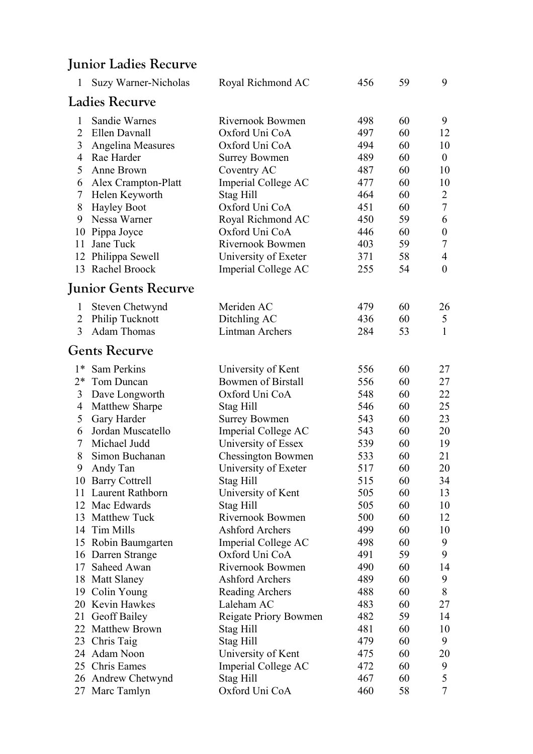## Junior Ladies Recurve

| | | | | | |
|---|---|---|---|---|---|
| 1 | Suzy Warner-Nicholas | Royal Richmond AC | 456 | 59 | 9 |

## Ladies Recurve

| | | | | | |
|---|---|---|---|---|---|
| 1 | Sandie Warnes | Rivernook Bowmen | 498 | 60 | 9 |
| 2 | Ellen Davnall | Oxford Uni CoA | 497 | 60 | 12 |
| 3 | Angelina Measures | Oxford Uni CoA | 494 | 60 | 10 |
| 4 | Rae Harder | Surrey Bowmen | 489 | 60 | 0 |
| 5 | Anne Brown | Coventry AC | 487 | 60 | 10 |
| 6 | Alex Crampton-Platt | Imperial College AC | 477 | 60 | 10 |
| 7 | Helen Keyworth | Stag Hill | 464 | 60 | 2 |
| 8 | Hayley Boot | Oxford Uni CoA | 451 | 60 | 7 |
| 9 | Nessa Warner | Royal Richmond AC | 450 | 59 | 6 |
| 10 | Pippa Joyce | Oxford Uni CoA | 446 | 60 | 0 |
| 11 | Jane Tuck | Rivernook Bowmen | 403 | 59 | 7 |
| 12 | Philippa Sewell | University of Exeter | 371 | 58 | 4 |
| 13 | Rachel Broock | Imperial College AC | 255 | 54 | 0 |

## Junior Gents Recurve

| | | | | | |
|---|---|---|---|---|---|
| 1 | Steven Chetwynd | Meriden AC | 479 | 60 | 26 |
| 2 | Philip Tucknott | Ditchling AC | 436 | 60 | 5 |
| 3 | Adam Thomas | Lintman Archers | 284 | 53 | 1 |

## Gents Recurve

| | | | | | |
|---|---|---|---|---|---|
| 1* | Sam Perkins | University of Kent | 556 | 60 | 27 |
| 2* | Tom Duncan | Bowmen of Birstall | 556 | 60 | 27 |
| 3 | Dave Longworth | Oxford Uni CoA | 548 | 60 | 22 |
| 4 | Matthew Sharpe | Stag Hill | 546 | 60 | 25 |
| 5 | Gary Harder | Surrey Bowmen | 543 | 60 | 23 |
| 6 | Jordan Muscatello | Imperial College AC | 543 | 60 | 20 |
| 7 | Michael Judd | University of Essex | 539 | 60 | 19 |
| 8 | Simon Buchanan | Chessington Bowmen | 533 | 60 | 21 |
| 9 | Andy Tan | University of Exeter | 517 | 60 | 20 |
| 10 | Barry Cottrell | Stag Hill | 515 | 60 | 34 |
| 11 | Laurent Rathborn | University of Kent | 505 | 60 | 13 |
| 12 | Mac Edwards | Stag Hill | 505 | 60 | 10 |
| 13 | Matthew Tuck | Rivernook Bowmen | 500 | 60 | 12 |
| 14 | Tim Mills | Ashford Archers | 499 | 60 | 10 |
| 15 | Robin Baumgarten | Imperial College AC | 498 | 60 | 9 |
| 16 | Darren Strange | Oxford Uni CoA | 491 | 59 | 9 |
| 17 | Saheed Awan | Rivernook Bowmen | 490 | 60 | 14 |
| 18 | Matt Slaney | Ashford Archers | 489 | 60 | 9 |
| 19 | Colin Young | Reading Archers | 488 | 60 | 8 |
| 20 | Kevin Hawkes | Laleham AC | 483 | 60 | 27 |
| 21 | Geoff Bailey | Reigate Priory Bowmen | 482 | 59 | 14 |
| 22 | Matthew Brown | Stag Hill | 481 | 60 | 10 |
| 23 | Chris Taig | Stag Hill | 479 | 60 | 9 |
| 24 | Adam Noon | University of Kent | 475 | 60 | 20 |
| 25 | Chris Eames | Imperial College AC | 472 | 60 | 9 |
| 26 | Andrew Chetwynd | Stag Hill | 467 | 60 | 5 |
| 27 | Marc Tamlyn | Oxford Uni CoA | 460 | 58 | 7 |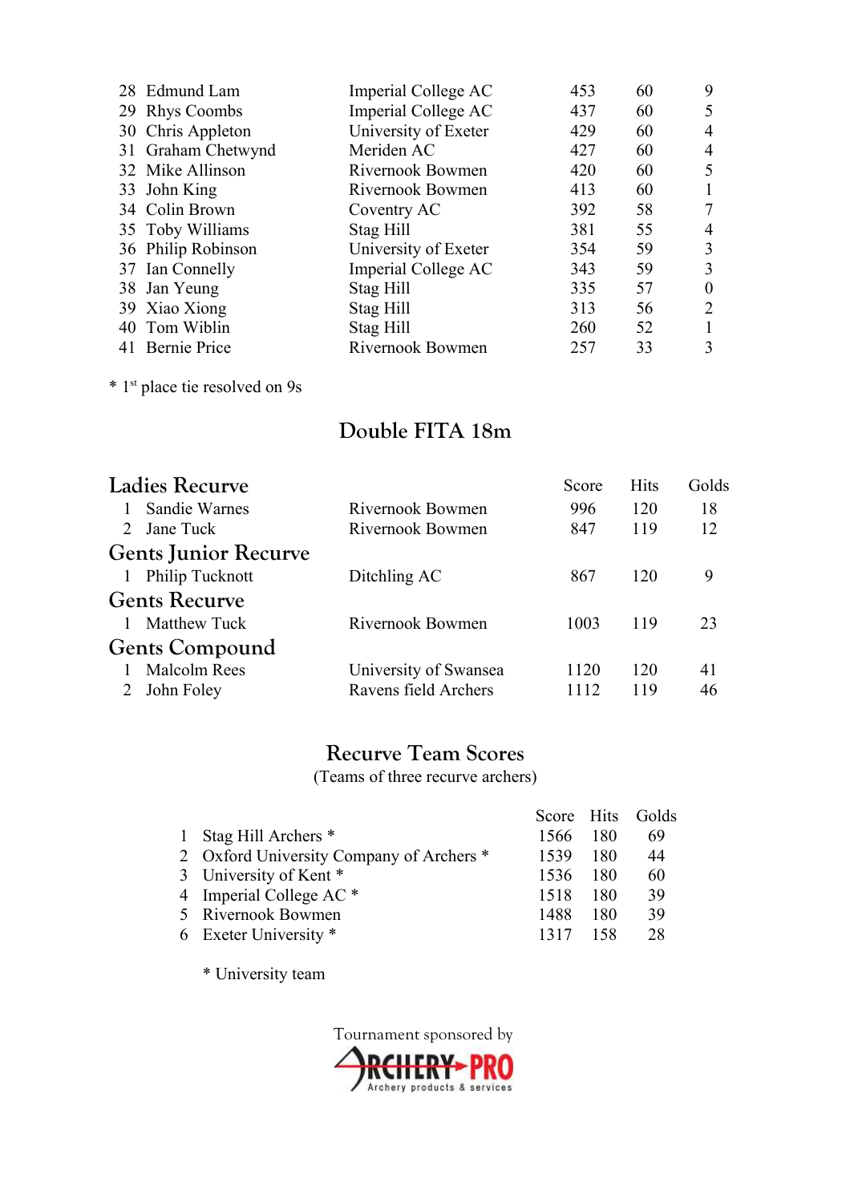| | | | | | |
|---|---|---|---|---|---|
| 28 | Edmund Lam | Imperial College AC | 453 | 60 | 9 |
| 29 | Rhys Coombs | Imperial College AC | 437 | 60 | 5 |
| 30 | Chris Appleton | University of Exeter | 429 | 60 | 4 |
| 31 | Graham Chetwynd | Meriden AC | 427 | 60 | 4 |
| 32 | Mike Allinson | Rivernook Bowmen | 420 | 60 | 5 |
| 33 | John King | Rivernook Bowmen | 413 | 60 | 1 |
| 34 | Colin Brown | Coventry AC | 392 | 58 | 7 |
| 35 | Toby Williams | Stag Hill | 381 | 55 | 4 |
| 36 | Philip Robinson | University of Exeter | 354 | 59 | 3 |
| 37 | Ian Connelly | Imperial College AC | 343 | 59 | 3 |
| 38 | Jan Yeung | Stag Hill | 335 | 57 | 0 |
| 39 | Xiao Xiong | Stag Hill | 313 | 56 | 2 |
| 40 | Tom Wiblin | Stag Hill | 260 | 52 | 1 |
| 41 | Bernie Price | Rivernook Bowmen | 257 | 33 | 3 |

* 1st place tie resolved on 9s

## Double FITA 18m

| Ladies Recurve | | | Score | Hits | Golds |
|---|---|---|---|---|---|
| 1 | Sandie Warnes | Rivernook Bowmen | 996 | 120 | 18 |
| 2 | Jane Tuck | Rivernook Bowmen | 847 | 119 | 12 |
| **Gents Junior Recurve** | | | | | |
| 1 | Philip Tucknott | Ditchling AC | 867 | 120 | 9 |
| **Gents Recurve** | | | | | |
| 1 | Matthew Tuck | Rivernook Bowmen | 1003 | 119 | 23 |
| **Gents Compound** | | | | | |
| 1 | Malcolm Rees | University of Swansea | 1120 | 120 | 41 |
| 2 | John Foley | Ravens field Archers | 1112 | 119 | 46 |

## Recurve Team Scores

(Teams of three recurve archers)

| | | Score | Hits | Golds |
|---|---|---|---|---|
| 1 | Stag Hill Archers * | 1566 | 180 | 69 |
| 2 | Oxford University Company of Archers * | 1539 | 180 | 44 |
| 3 | University of Kent * | 1536 | 180 | 60 |
| 4 | Imperial College AC * | 1518 | 180 | 39 |
| 5 | Rivernook Bowmen | 1488 | 180 | 39 |
| 6 | Exeter University * | 1317 | 158 | 28 |

* University team

Tournament sponsored by

ARCHERY PRO
Archery products & services